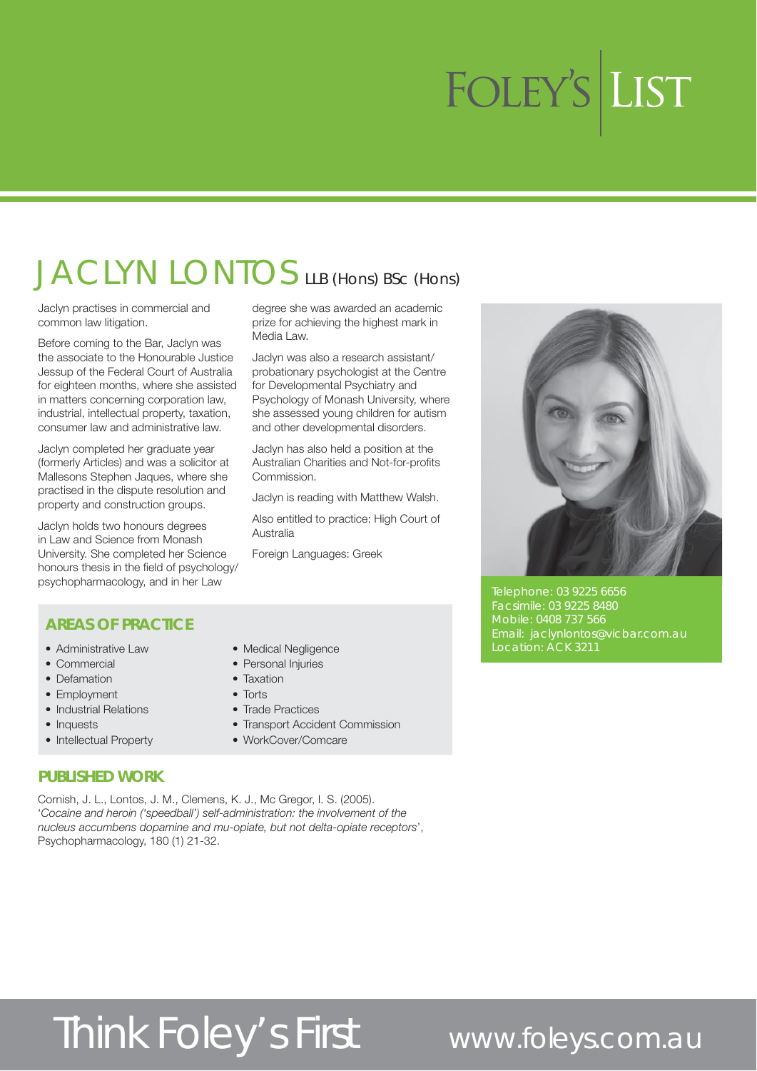# FOLEY'S LIST

# JACLYN LONTOS LLB (Hons) BSc (Hons)

Jaclyn practises in commercial and common law litigation.

Before coming to the Bar, Jaclyn was the associate to the Honourable Justice Jessup of the Federal Court of Australia for eighteen months, where she assisted in matters concerning corporation law, industrial, intellectual property, taxation, consumer law and administrative law.

Jaclyn completed her graduate year (formerly Articles) and was a solicitor at Mallesons Stephen Jaques, where she practised in the dispute resolution and property and construction groups.

Jaclyn holds two honours degrees in Law and Science from Monash University. She completed her Science honours thesis in the field of psychology/psychopharmacology, and in her Law degree she was awarded an academic prize for achieving the highest mark in Media Law.

Jaclyn was also a research assistant/probationary psychologist at the Centre for Developmental Psychiatry and Psychology of Monash University, where she assessed young children for autism and other developmental disorders.

Jaclyn has also held a position at the Australian Charities and Not-for-profits Commission.

Jaclyn is reading with Matthew Walsh.

Also entitled to practice: High Court of Australia

Foreign Languages: Greek

Telephone: 03 9225 6656
Facsimile: 03 9225 8480
Mobile: 0408 737 566
Email: jaclynlontos@vicbar.com.au
Location: ACK 3211

## AREAS OF PRACTICE

- Administrative Law
- Commercial
- Defamation
- Employment
- Industrial Relations
- Inquests
- Intellectual Property
- Medical Negligence
- Personal Injuries
- Taxation
- Torts
- Trade Practices
- Transport Accident Commission
- WorkCover/Comcare

## PUBLISHED WORK

Cornish, J. L., Lontos, J. M., Clemens, K. J., Mc Gregor, I. S. (2005). '*Cocaine and heroin ('speedball') self-administration: the involvement of the nucleus accumbens dopamine and mu-opiate, but not delta-opiate receptors*', Psychopharmacology, 180 (1) 21-32.

Think Foley's First www.foleys.com.au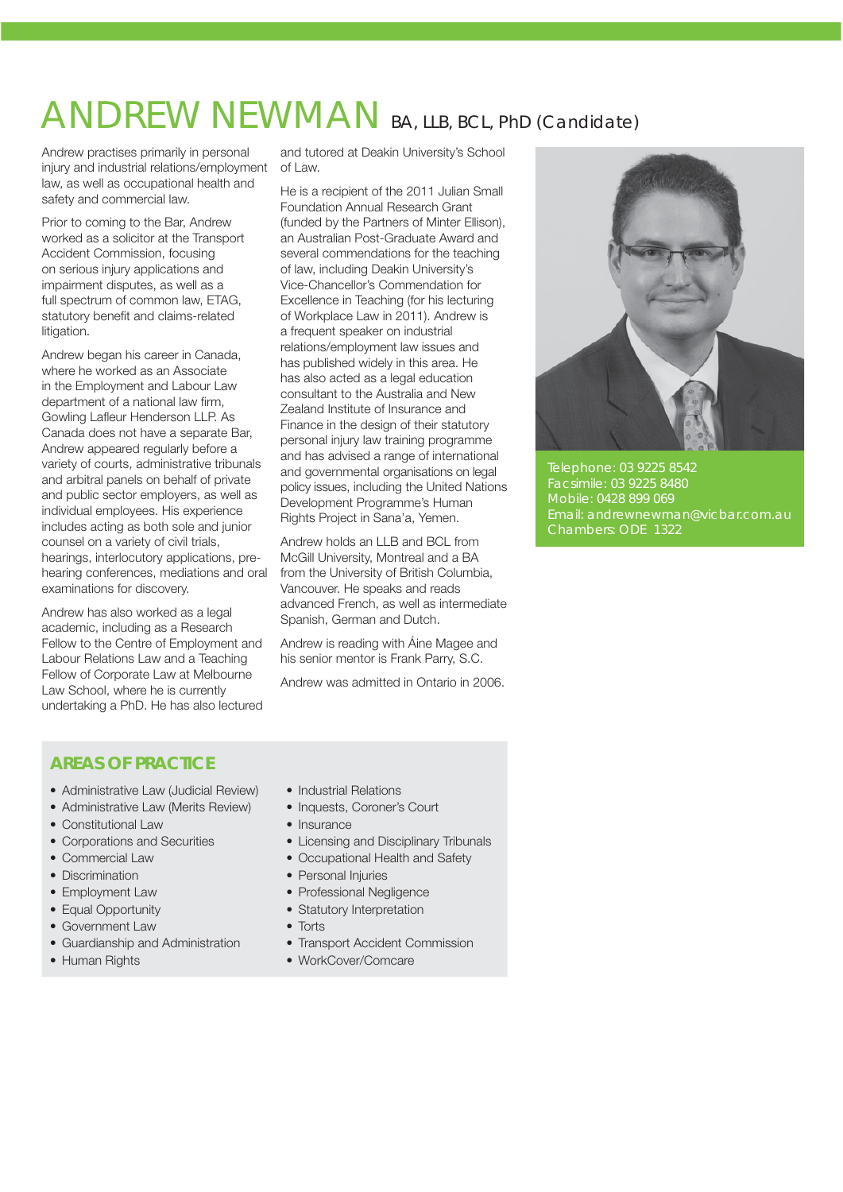# ANDREW NEWMAN BA, LLB, BCL, PhD (Candidate)

Andrew practises primarily in personal injury and industrial relations/employment law, as well as occupational health and safety and commercial law.

Prior to coming to the Bar, Andrew worked as a solicitor at the Transport Accident Commission, focusing on serious injury applications and impairment disputes, as well as a full spectrum of common law, ETAG, statutory benefit and claims-related litigation.

Andrew began his career in Canada, where he worked as an Associate in the Employment and Labour Law department of a national law firm, Gowling Lafleur Henderson LLP. As Canada does not have a separate Bar, Andrew appeared regularly before a variety of courts, administrative tribunals and arbitral panels on behalf of private and public sector employers, as well as individual employees. His experience includes acting as both sole and junior counsel on a variety of civil trials, hearings, interlocutory applications, pre-hearing conferences, mediations and oral examinations for discovery.

Andrew has also worked as a legal academic, including as a Research Fellow to the Centre of Employment and Labour Relations Law and a Teaching Fellow of Corporate Law at Melbourne Law School, where he is currently undertaking a PhD. He has also lectured and tutored at Deakin University's School of Law.

He is a recipient of the 2011 Julian Small Foundation Annual Research Grant (funded by the Partners of Minter Ellison), an Australian Post-Graduate Award and several commendations for the teaching of law, including Deakin University's Vice-Chancellor's Commendation for Excellence in Teaching (for his lecturing of Workplace Law in 2011). Andrew is a frequent speaker on industrial relations/employment law issues and has published widely in this area. He has also acted as a legal education consultant to the Australia and New Zealand Institute of Insurance and Finance in the design of their statutory personal injury law training programme and has advised a range of international and governmental organisations on legal policy issues, including the United Nations Development Programme's Human Rights Project in Sana'a, Yemen.

Andrew holds an LLB and BCL from McGill University, Montreal and a BA from the University of British Columbia, Vancouver. He speaks and reads advanced French, as well as intermediate Spanish, German and Dutch.

Andrew is reading with Áine Magee and his senior mentor is Frank Parry, S.C.

Andrew was admitted in Ontario in 2006.

Telephone: 03 9225 8542
Facsimile: 03 9225 8480
Mobile: 0428 899 069
Email: andrewnewman@vicbar.com.au
Chambers: ODE 1322

## AREAS OF PRACTICE

- Administrative Law (Judicial Review)
- Administrative Law (Merits Review)
- Constitutional Law
- Corporations and Securities
- Commercial Law
- Discrimination
- Employment Law
- Equal Opportunity
- Government Law
- Guardianship and Administration
- Human Rights
- Industrial Relations
- Inquests, Coroner's Court
- Insurance
- Licensing and Disciplinary Tribunals
- Occupational Health and Safety
- Personal Injuries
- Professional Negligence
- Statutory Interpretation
- Torts
- Transport Accident Commission
- WorkCover/Comcare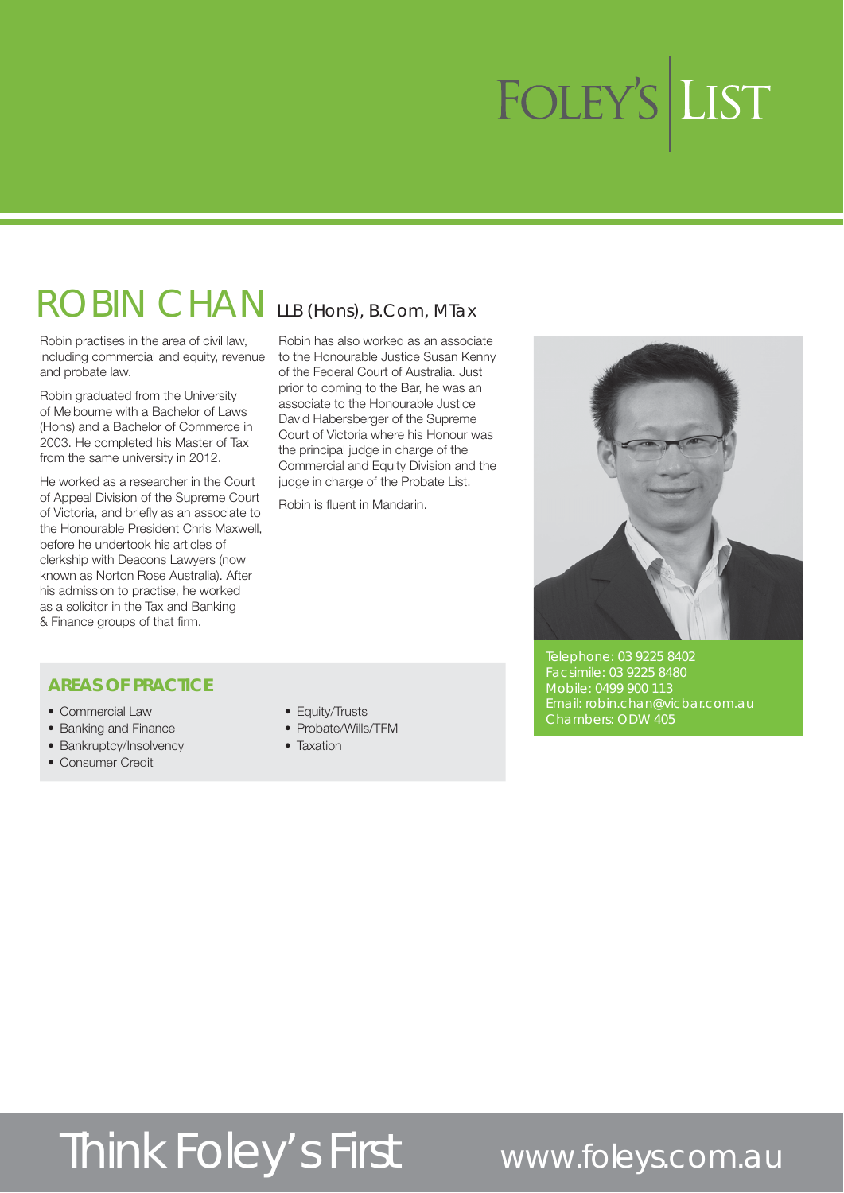FOLEY'S | LIST

# ROBIN CHAN LLB (Hons), B.Com, MTax

Robin practises in the area of civil law, including commercial and equity, revenue and probate law.

Robin graduated from the University of Melbourne with a Bachelor of Laws (Hons) and a Bachelor of Commerce in 2003. He completed his Master of Tax from the same university in 2012.

He worked as a researcher in the Court of Appeal Division of the Supreme Court of Victoria, and briefly as an associate to the Honourable President Chris Maxwell, before he undertook his articles of clerkship with Deacons Lawyers (now known as Norton Rose Australia). After his admission to practise, he worked as a solicitor in the Tax and Banking & Finance groups of that firm.

Robin has also worked as an associate to the Honourable Justice Susan Kenny of the Federal Court of Australia. Just prior to coming to the Bar, he was an associate to the Honourable Justice David Habersberger of the Supreme Court of Victoria where his Honour was the principal judge in charge of the Commercial and Equity Division and the judge in charge of the Probate List.

Robin is fluent in Mandarin.

Telephone: 03 9225 8402
Facsimile: 03 9225 8480
Mobile: 0499 900 113
Email: robin.chan@vicbar.com.au
Chambers: ODW 405

## AREAS OF PRACTICE

- Commercial Law
- Banking and Finance
- Bankruptcy/Insolvency
- Consumer Credit
- Equity/Trusts
- Probate/Wills/TFM
- Taxation

Think Foley's First www.foleys.com.au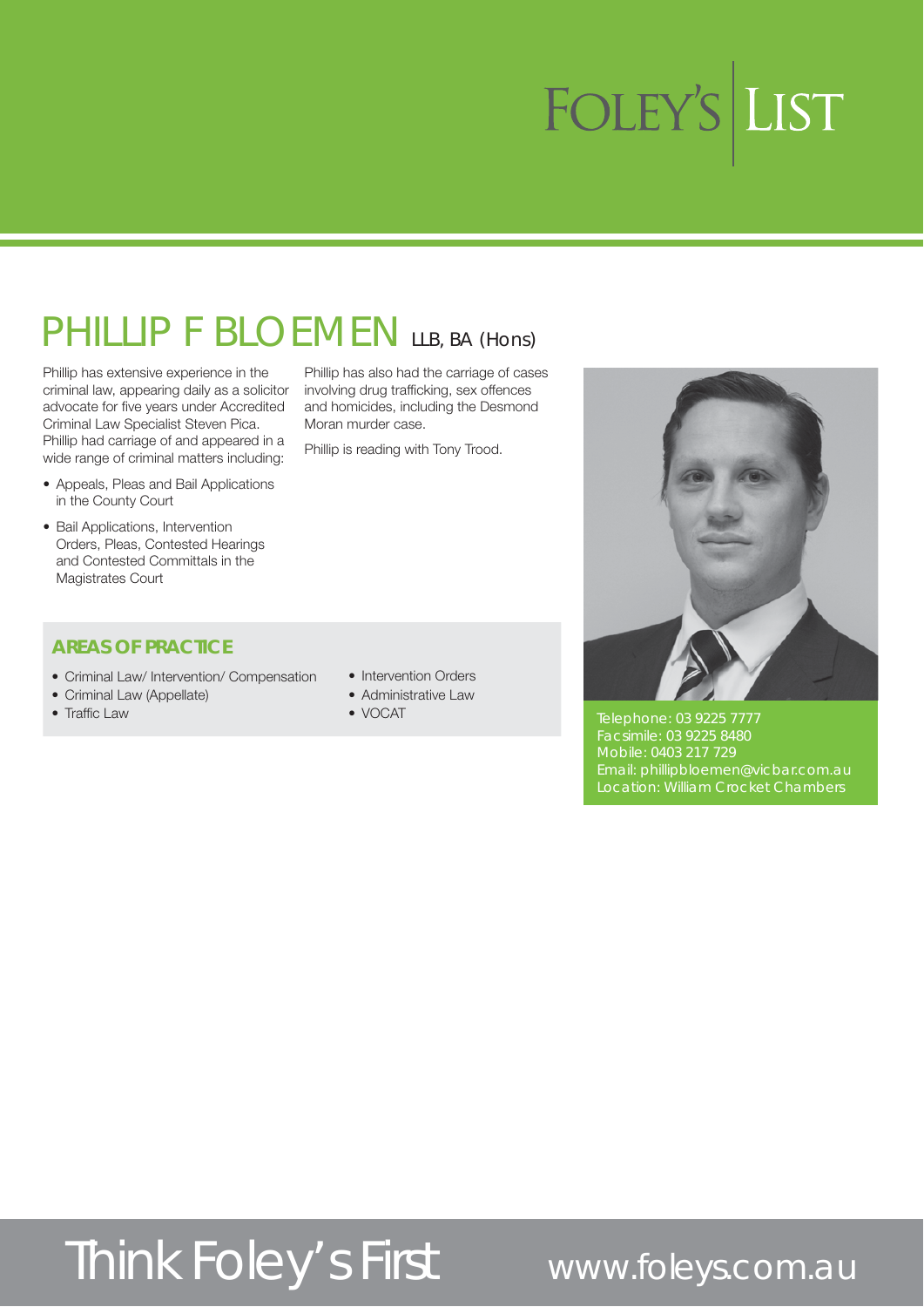# PHILLIP F BLOEMEN LLB, BA (Hons)

Phillip has extensive experience in the criminal law, appearing daily as a solicitor advocate for five years under Accredited Criminal Law Specialist Steven Pica. Phillip had carriage of and appeared in a wide range of criminal matters including:

- Appeals, Pleas and Bail Applications in the County Court
- Bail Applications, Intervention Orders, Pleas, Contested Hearings and Contested Committals in the Magistrates Court

Phillip has also had the carriage of cases involving drug trafficking, sex offences and homicides, including the Desmond Moran murder case.

Phillip is reading with Tony Trood.

## AREAS OF PRACTICE

- Criminal Law/ Intervention/ Compensation
- Criminal Law (Appellate)
- Traffic Law
- Intervention Orders
- Administrative Law
- VOCAT

Telephone: 03 9225 7777
Facsimile: 03 9225 8480
Mobile: 0403 217 729
Email: phillipbloemen@vicbar.com.au
Location: William Crocket Chambers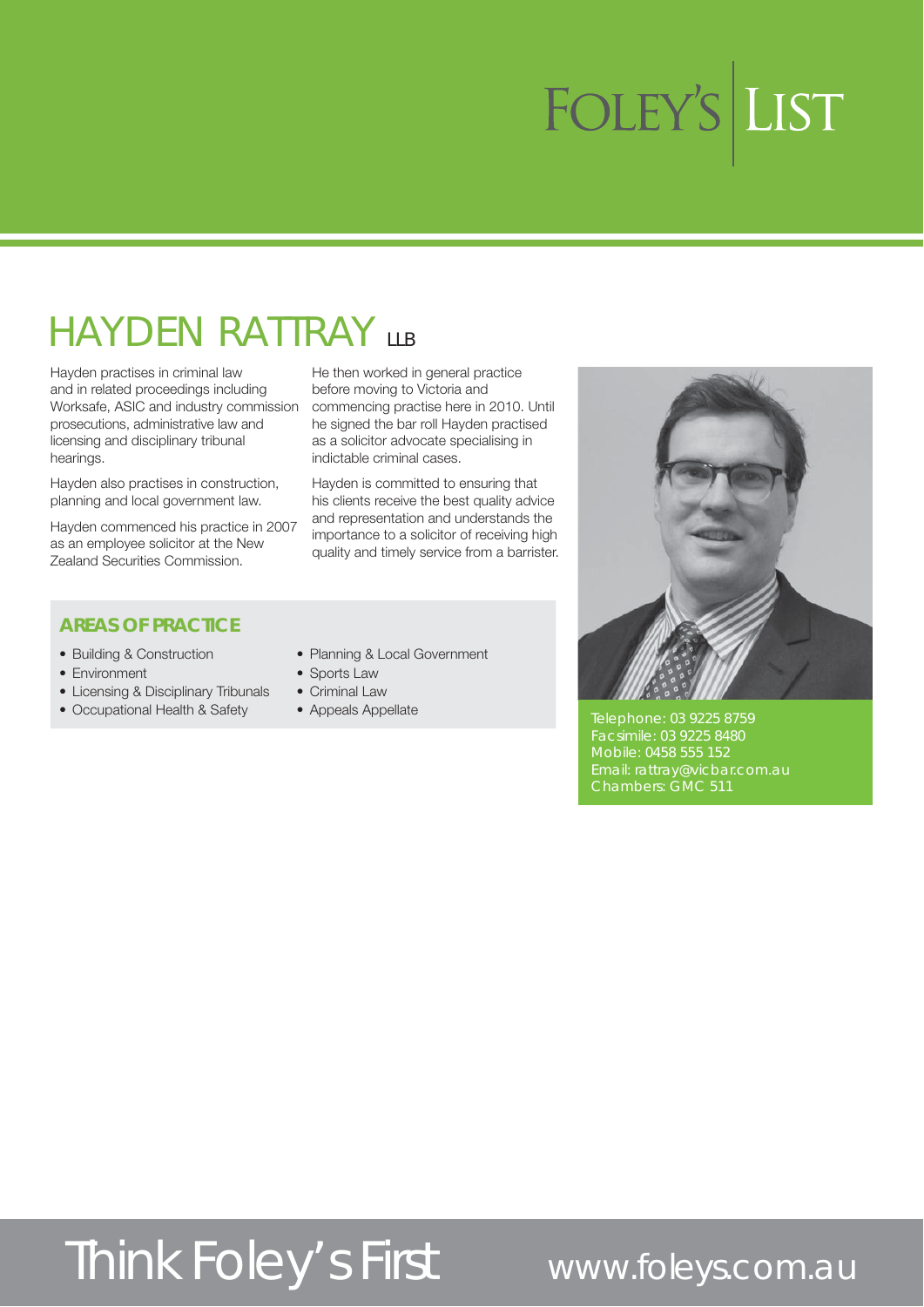# HAYDEN RATTRAY LLB

Hayden practises in criminal law and in related proceedings including Worksafe, ASIC and industry commission prosecutions, administrative law and licensing and disciplinary tribunal hearings.

Hayden also practises in construction, planning and local government law.

Hayden commenced his practice in 2007 as an employee solicitor at the New Zealand Securities Commission.

He then worked in general practice before moving to Victoria and commencing practise here in 2010. Until he signed the bar roll Hayden practised as a solicitor advocate specialising in indictable criminal cases.

Hayden is committed to ensuring that his clients receive the best quality advice and representation and understands the importance to a solicitor of receiving high quality and timely service from a barrister.

## AREAS OF PRACTICE

- Building & Construction
- Environment
- Licensing & Disciplinary Tribunals
- Occupational Health & Safety
- Planning & Local Government
- Sports Law
- Criminal Law
- Appeals Appellate

Telephone: 03 9225 8759
Facsimile: 03 9225 8480
Mobile: 0458 555 152
Email: rattray@vicbar.com.au
Chambers: GMC 511

Think Foley's First www.foleys.com.au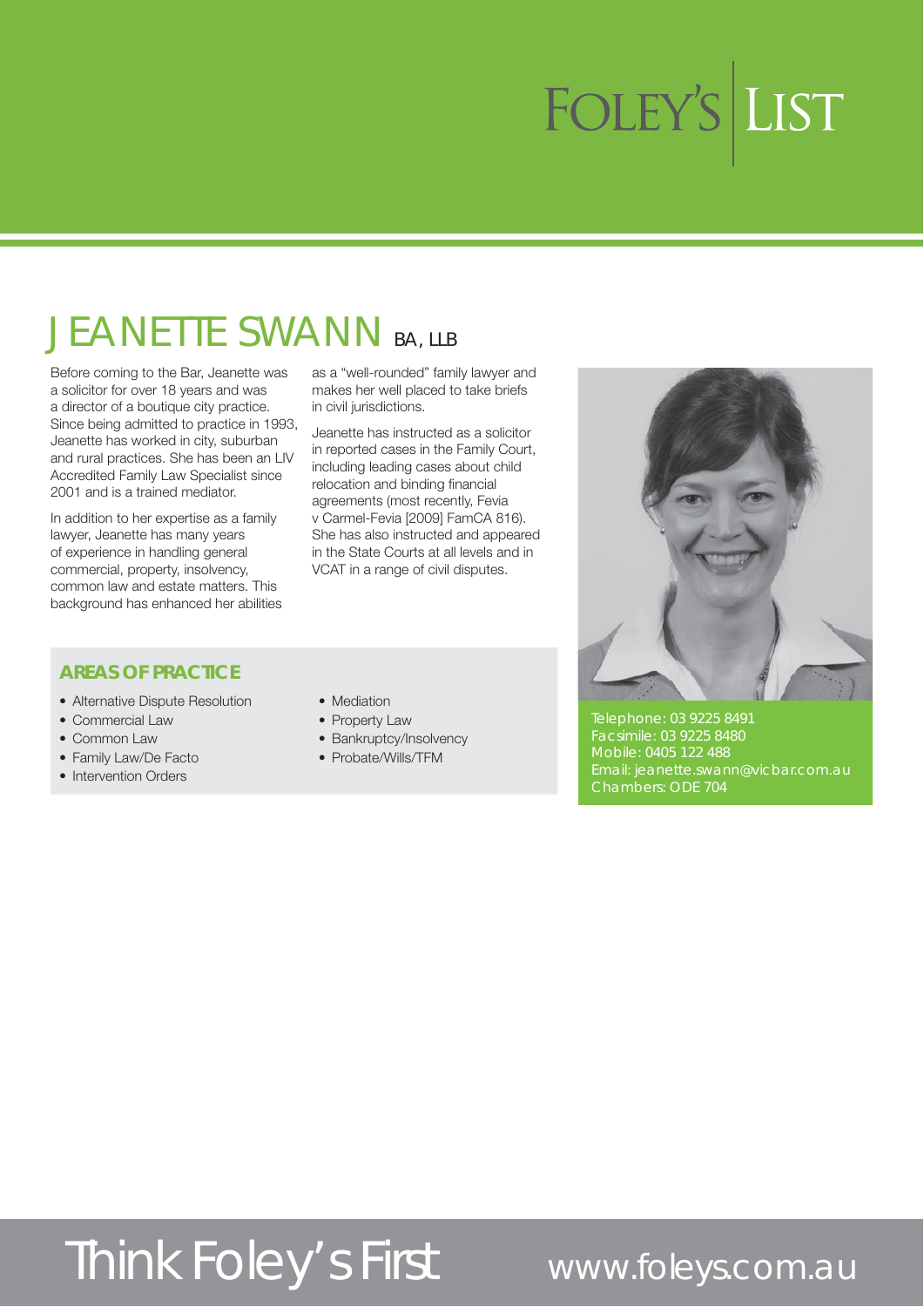# FOLEY'S LIST

## JEANETTE SWANN BA, LLB

Before coming to the Bar, Jeanette was a solicitor for over 18 years and was a director of a boutique city practice. Since being admitted to practice in 1993, Jeanette has worked in city, suburban and rural practices. She has been an LIV Accredited Family Law Specialist since 2001 and is a trained mediator.

In addition to her expertise as a family lawyer, Jeanette has many years of experience in handling general commercial, property, insolvency, common law and estate matters. This background has enhanced her abilities as a "well-rounded" family lawyer and makes her well placed to take briefs in civil jurisdictions.

Jeanette has instructed as a solicitor in reported cases in the Family Court, including leading cases about child relocation and binding financial agreements (most recently, Fevia v Carmel-Fevia [2009] FamCA 816). She has also instructed and appeared in the State Courts at all levels and in VCAT in a range of civil disputes.

### AREAS OF PRACTICE

- Alternative Dispute Resolution
- Commercial Law
- Common Law
- Family Law/De Facto
- Intervention Orders
- Mediation
- Property Law
- Bankruptcy/Insolvency
- Probate/Wills/TFM

Telephone: 03 9225 8491
Facsimile: 03 9225 8480
Mobile: 0405 122 488
Email: jeanette.swann@vicbar.com.au
Chambers: ODE 704

Think Foley's First www.foleys.com.au